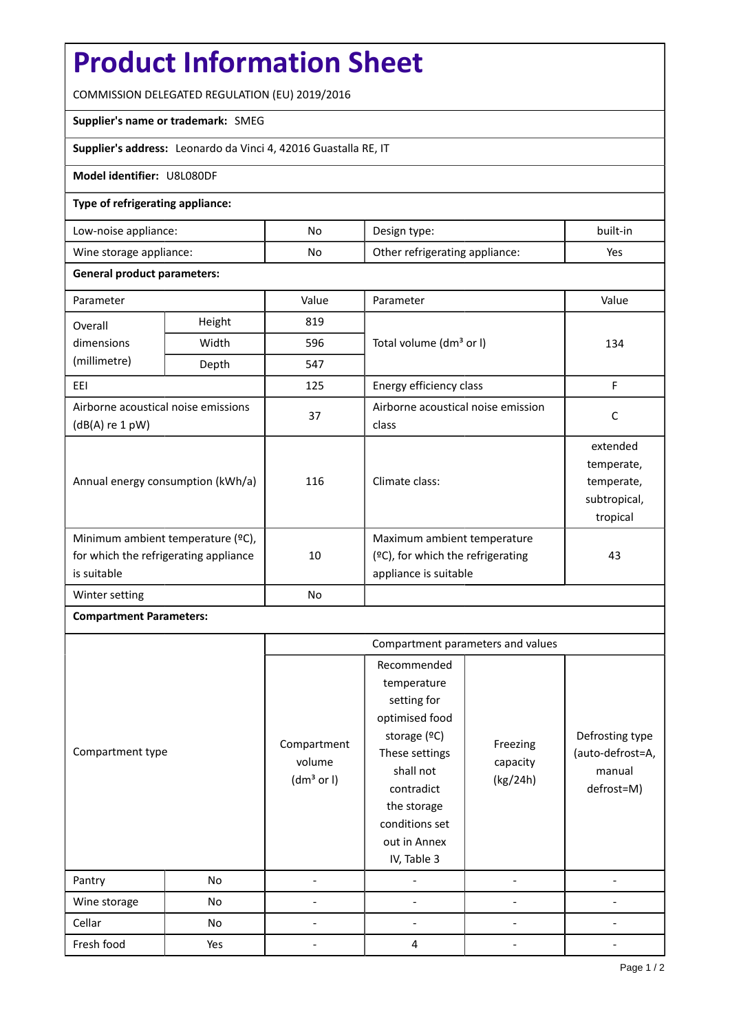# Product Information Sheet

COMMISSION DELEGATED REGULATION (EU) 2019/2016

**Supplier's name or trademark:** SMEG

**Supplier's address:** Leonardo da Vinci 4, 42016 Guastalla RE, IT

**Model identifier:** U8L080DF

**Type of refrigerating appliance:**

| | | | |
|---|---|---|---|
| Low-noise appliance: | No | Design type: | built-in |
| Wine storage appliance: | No | Other refrigerating appliance: | Yes |

**General product parameters:**

| Parameter | | Value | Parameter | Value |
|---|---|---|---|---|
| Overall dimensions (millimetre) | Height | 819 | Total volume (dm³ or l) | 134 |
| | Width | 596 | | |
| | Depth | 547 | | |
| EEI | | 125 | Energy efficiency class | F |
| Airborne acoustical noise emissions (dB(A) re 1 pW) | | 37 | Airborne acoustical noise emission class | C |
| Annual energy consumption (kWh/a) | | 116 | Climate class: | extended temperate, temperate, subtropical, tropical |
| Minimum ambient temperature (ºC), for which the refrigerating appliance is suitable | | 10 | Maximum ambient temperature (ºC), for which the refrigerating appliance is suitable | 43 |
| Winter setting | | No | | |

**Compartment Parameters:**

| Compartment type | | Compartment parameters and values | | | |
|---|---|---|---|---|---|
| | | Compartment volume (dm³ or l) | Recommended temperature setting for optimised food storage (ºC) These settings shall not contradict the storage conditions set out in Annex IV, Table 3 | Freezing capacity (kg/24h) | Defrosting type (auto-defrost=A, manual defrost=M) |
| Pantry | No | - | - | - | - |
| Wine storage | No | - | - | - | - |
| Cellar | No | - | - | - | - |
| Fresh food | Yes | - | 4 | - | - |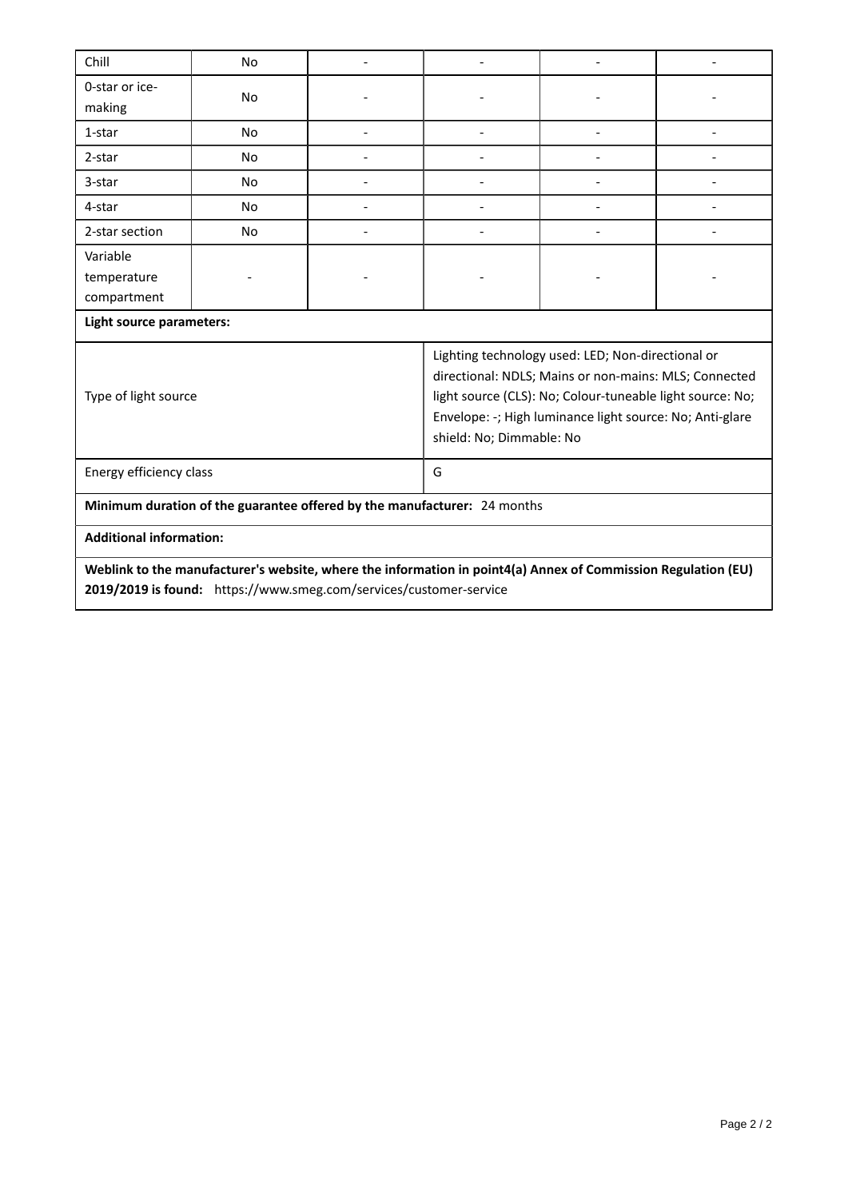| | | | | | |
|---|---|---|---|---|---|
| Chill | No | - | - | - | - |
| 0-star or ice-making | No | - | - | - | - |
| 1-star | No | - | - | - | - |
| 2-star | No | - | - | - | - |
| 3-star | No | - | - | - | - |
| 4-star | No | - | - | - | - |
| 2-star section | No | - | - | - | - |
| Variable temperature compartment | - | - | - | - | - |

| | |
|---|---|
| **Light source parameters:** | |
| Type of light source | Lighting technology used: LED; Non-directional or directional: NDLS; Mains or non-mains: MLS; Connected light source (CLS): No; Colour-tuneable light source: No; Envelope: -; High luminance light source: No; Anti-glare shield: No; Dimmable: No |
| Energy efficiency class | G |
| **Minimum duration of the guarantee offered by the manufacturer:** 24 months | |
| **Additional information:** | |
| **Weblink to the manufacturer's website, where the information in point4(a) Annex of Commission Regulation (EU) 2019/2019 is found:** https://www.smeg.com/services/customer-service | |